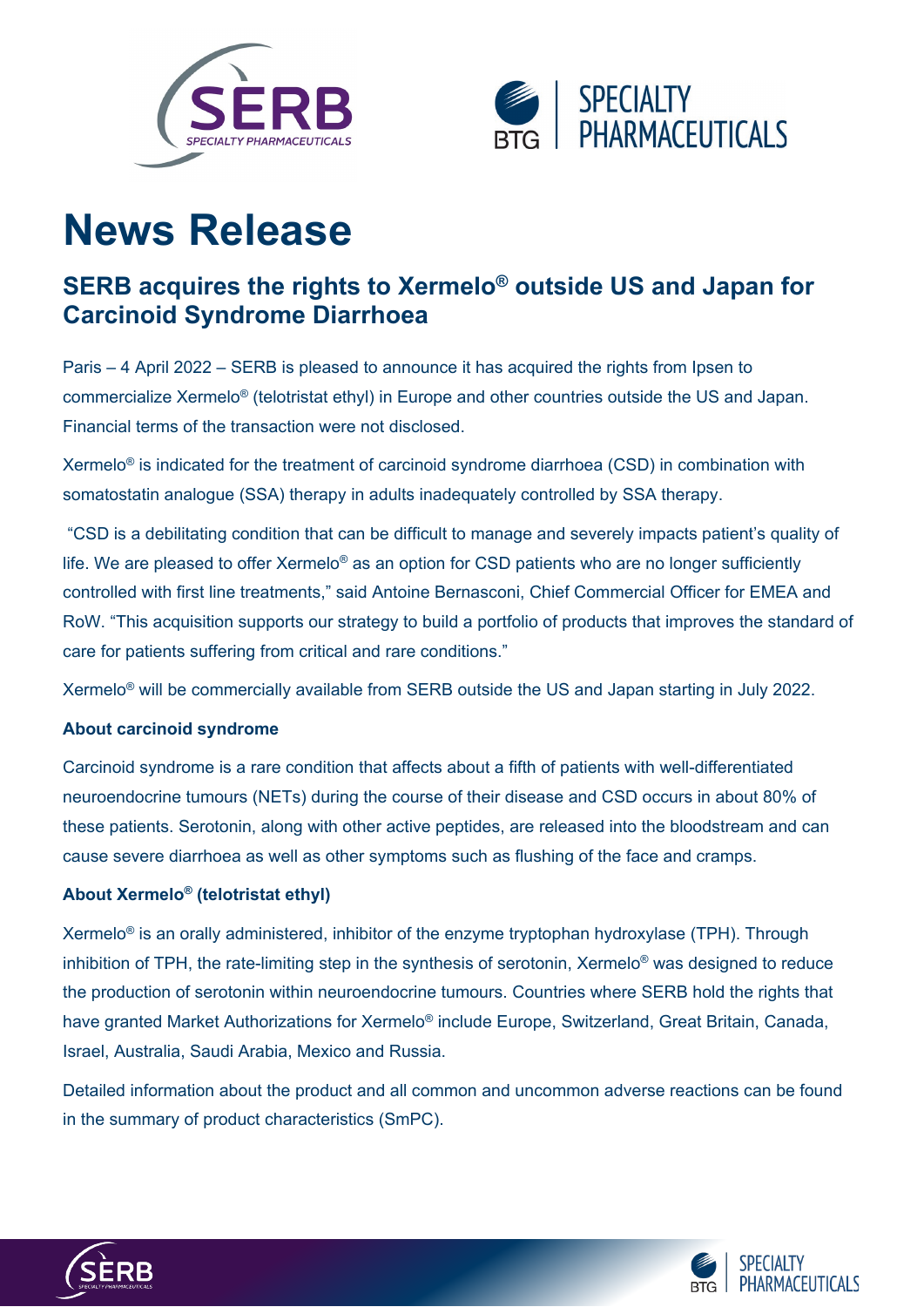# News Release

## SERB acquires the rights to Xermelo® outside US and Japan for Carcinoid Syndrome Diarrhoea

Paris – 4 April 2022 – SERB is pleased to announce it has acquired the rights from Ipsen to commercialize Xermelo® (telotristat ethyl) in Europe and other countries outside the US and Japan. Financial terms of the transaction were not disclosed.

Xermelo® is indicated for the treatment of carcinoid syndrome diarrhoea (CSD) in combination with somatostatin analogue (SSA) therapy in adults inadequately controlled by SSA therapy.

"CSD is a debilitating condition that can be difficult to manage and severely impacts patient's quality of life. We are pleased to offer Xermelo® as an option for CSD patients who are no longer sufficiently controlled with first line treatments," said Antoine Bernasconi, Chief Commercial Officer for EMEA and RoW. "This acquisition supports our strategy to build a portfolio of products that improves the standard of care for patients suffering from critical and rare conditions."

Xermelo® will be commercially available from SERB outside the US and Japan starting in July 2022.

**About carcinoid syndrome**

Carcinoid syndrome is a rare condition that affects about a fifth of patients with well-differentiated neuroendocrine tumours (NETs) during the course of their disease and CSD occurs in about 80% of these patients. Serotonin, along with other active peptides, are released into the bloodstream and can cause severe diarrhoea as well as other symptoms such as flushing of the face and cramps.

**About Xermelo® (telotristat ethyl)**

Xermelo® is an orally administered, inhibitor of the enzyme tryptophan hydroxylase (TPH). Through inhibition of TPH, the rate-limiting step in the synthesis of serotonin, Xermelo® was designed to reduce the production of serotonin within neuroendocrine tumours. Countries where SERB hold the rights that have granted Market Authorizations for Xermelo® include Europe, Switzerland, Great Britain, Canada, Israel, Australia, Saudi Arabia, Mexico and Russia.

Detailed information about the product and all common and uncommon adverse reactions can be found in the summary of product characteristics (SmPC).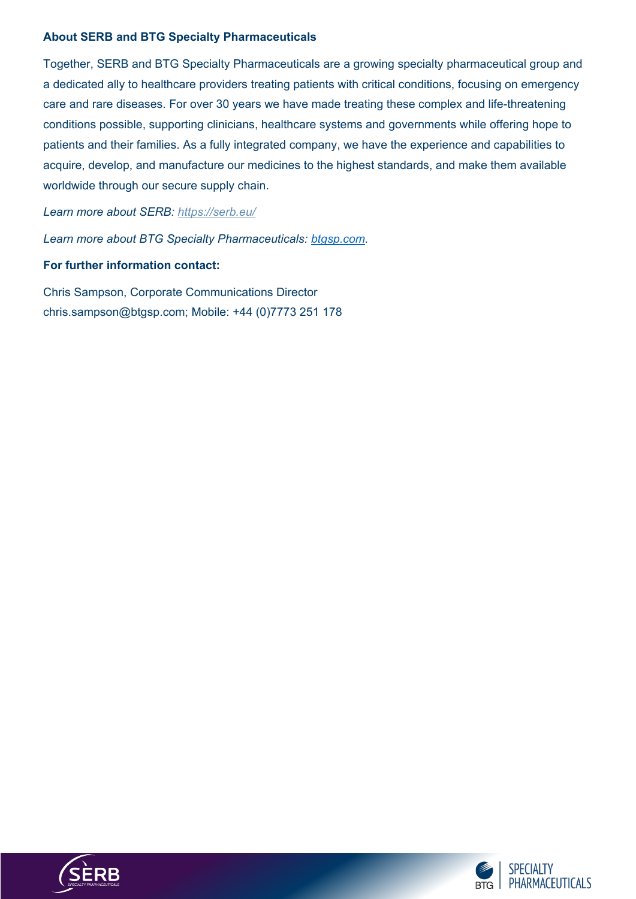**About SERB and BTG Specialty Pharmaceuticals**

Together, SERB and BTG Specialty Pharmaceuticals are a growing specialty pharmaceutical group and a dedicated ally to healthcare providers treating patients with critical conditions, focusing on emergency care and rare diseases. For over 30 years we have made treating these complex and life-threatening conditions possible, supporting clinicians, healthcare systems and governments while offering hope to patients and their families. As a fully integrated company, we have the experience and capabilities to acquire, develop, and manufacture our medicines to the highest standards, and make them available worldwide through our secure supply chain.

*Learn more about SERB: [https://serb.eu/](https://serb.eu/)*

*Learn more about BTG Specialty Pharmaceuticals: [btgsp.com](https://btgsp.com).*

**For further information contact:**

Chris Sampson, Corporate Communications Director
chris.sampson@btgsp.com; Mobile: +44 (0)7773 251 178